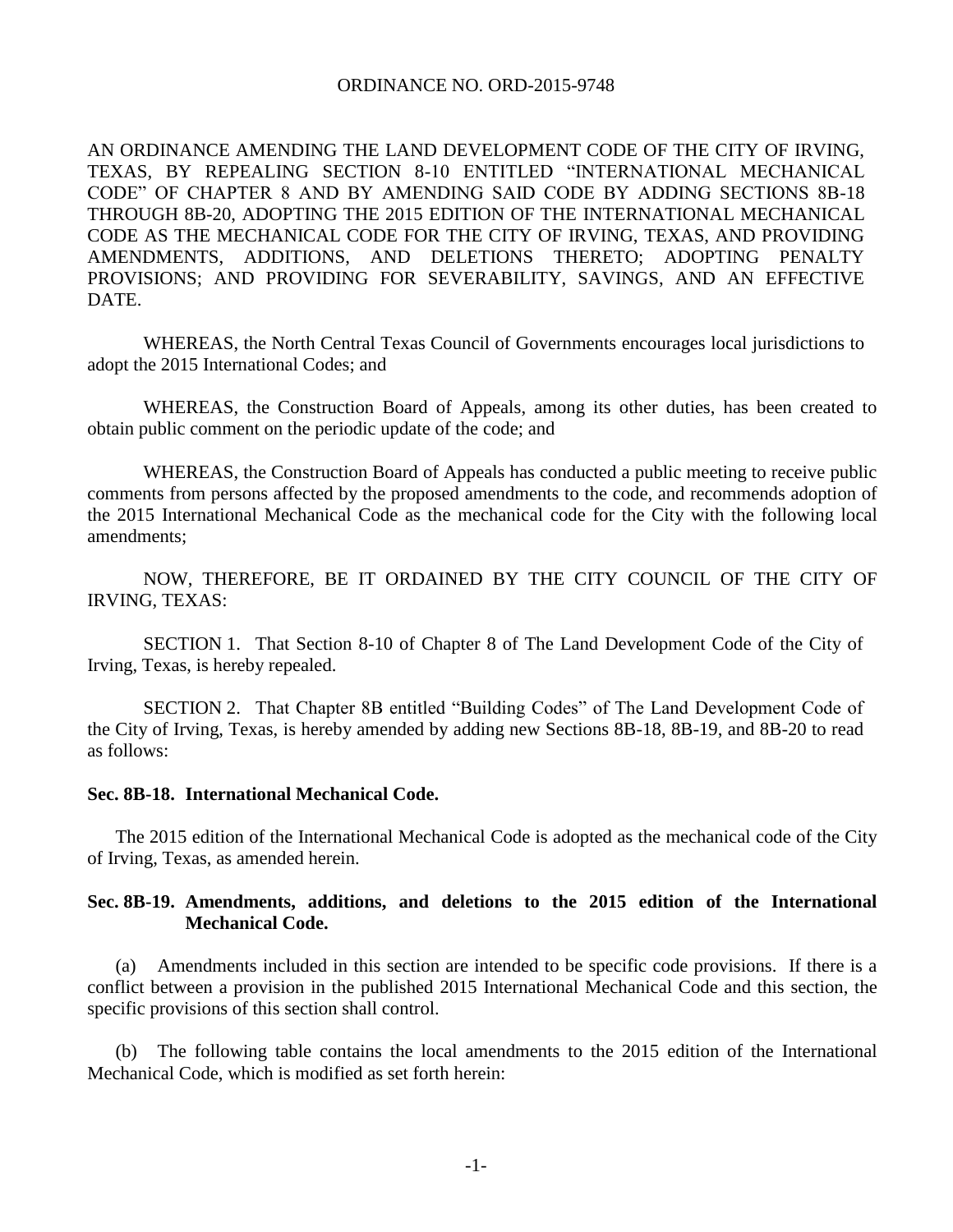ORDINANCE NO. ORD-2015-9748

AN ORDINANCE AMENDING THE LAND DEVELOPMENT CODE OF THE CITY OF IRVING, TEXAS, BY REPEALING SECTION 8-10 ENTITLED "INTERNATIONAL MECHANICAL CODE" OF CHAPTER 8 AND BY AMENDING SAID CODE BY ADDING SECTIONS 8B-18 THROUGH 8B-20, ADOPTING THE 2015 EDITION OF THE INTERNATIONAL MECHANICAL CODE AS THE MECHANICAL CODE FOR THE CITY OF IRVING, TEXAS, AND PROVIDING AMENDMENTS, ADDITIONS, AND DELETIONS THERETO; ADOPTING PENALTY PROVISIONS; AND PROVIDING FOR SEVERABILITY, SAVINGS, AND AN EFFECTIVE DATE.

WHEREAS, the North Central Texas Council of Governments encourages local jurisdictions to adopt the 2015 International Codes; and

WHEREAS, the Construction Board of Appeals, among its other duties, has been created to obtain public comment on the periodic update of the code; and

WHEREAS, the Construction Board of Appeals has conducted a public meeting to receive public comments from persons affected by the proposed amendments to the code, and recommends adoption of the 2015 International Mechanical Code as the mechanical code for the City with the following local amendments;

NOW, THEREFORE, BE IT ORDAINED BY THE CITY COUNCIL OF THE CITY OF IRVING, TEXAS:

SECTION 1. That Section 8-10 of Chapter 8 of The Land Development Code of the City of Irving, Texas, is hereby repealed.

SECTION 2. That Chapter 8B entitled "Building Codes" of The Land Development Code of the City of Irving, Texas, is hereby amended by adding new Sections 8B-18, 8B-19, and 8B-20 to read as follows:

**Sec. 8B-18. International Mechanical Code.**

The 2015 edition of the International Mechanical Code is adopted as the mechanical code of the City of Irving, Texas, as amended herein.

**Sec. 8B-19. Amendments, additions, and deletions to the 2015 edition of the International Mechanical Code.**

(a) Amendments included in this section are intended to be specific code provisions. If there is a conflict between a provision in the published 2015 International Mechanical Code and this section, the specific provisions of this section shall control.

(b) The following table contains the local amendments to the 2015 edition of the International Mechanical Code, which is modified as set forth herein: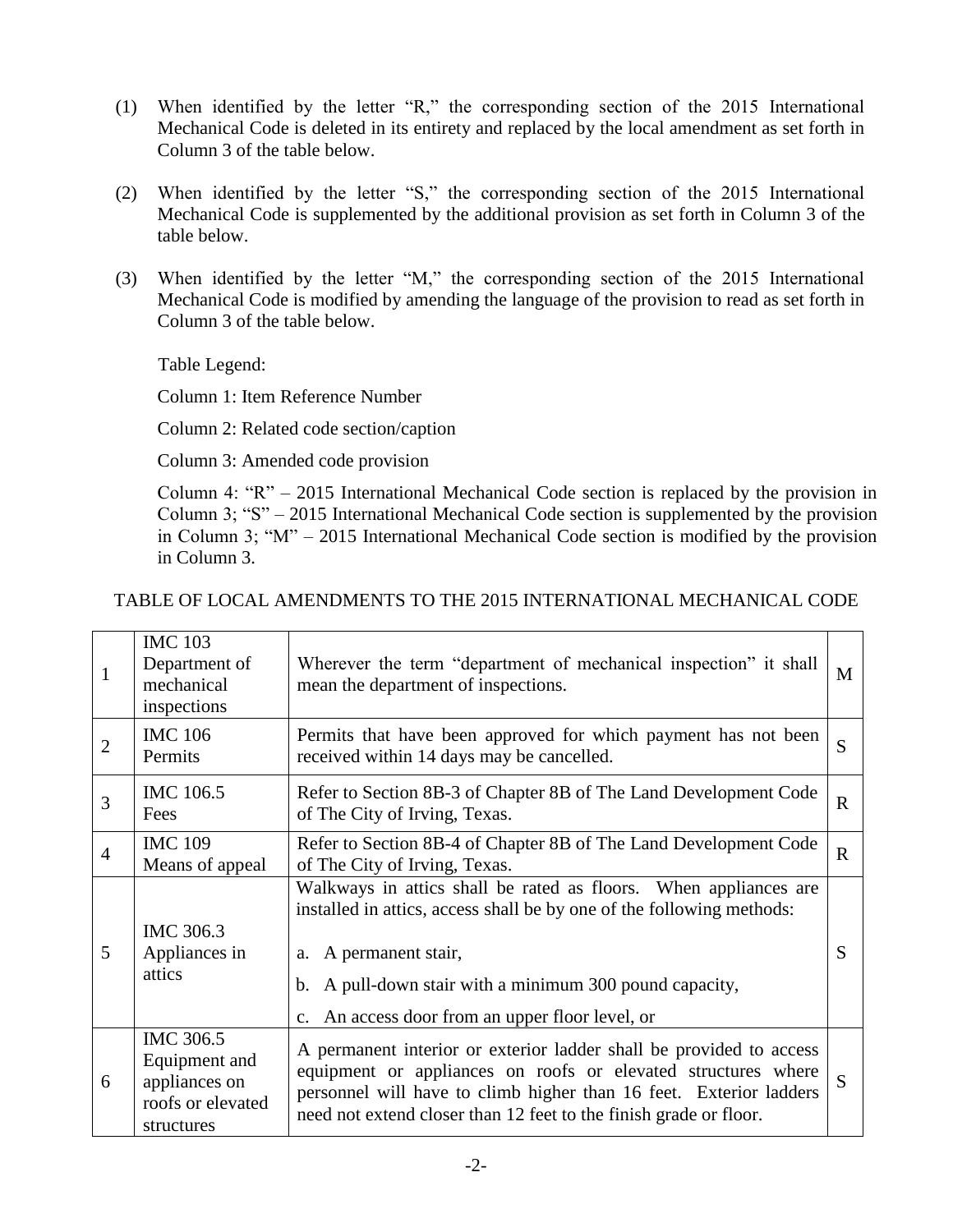(1) When identified by the letter "R," the corresponding section of the 2015 International Mechanical Code is deleted in its entirety and replaced by the local amendment as set forth in Column 3 of the table below.

(2) When identified by the letter "S," the corresponding section of the 2015 International Mechanical Code is supplemented by the additional provision as set forth in Column 3 of the table below.

(3) When identified by the letter "M," the corresponding section of the 2015 International Mechanical Code is modified by amending the language of the provision to read as set forth in Column 3 of the table below.

Table Legend:

Column 1: Item Reference Number

Column 2: Related code section/caption

Column 3: Amended code provision

Column 4: "R" – 2015 International Mechanical Code section is replaced by the provision in Column 3; "S" – 2015 International Mechanical Code section is supplemented by the provision in Column 3; "M" – 2015 International Mechanical Code section is modified by the provision in Column 3.

TABLE OF LOCAL AMENDMENTS TO THE 2015 INTERNATIONAL MECHANICAL CODE

| | | | |
|---|---|---|---|
| 1 | IMC 103 Department of mechanical inspections | Wherever the term "department of mechanical inspection" it shall mean the department of inspections. | M |
| 2 | IMC 106 Permits | Permits that have been approved for which payment has not been received within 14 days may be cancelled. | S |
| 3 | IMC 106.5 Fees | Refer to Section 8B-3 of Chapter 8B of The Land Development Code of The City of Irving, Texas. | R |
| 4 | IMC 109 Means of appeal | Refer to Section 8B-4 of Chapter 8B of The Land Development Code of The City of Irving, Texas. | R |
| 5 | IMC 306.3 Appliances in attics | Walkways in attics shall be rated as floors. When appliances are installed in attics, access shall be by one of the following methods:<br><br>a. A permanent stair,<br>b. A pull-down stair with a minimum 300 pound capacity,<br>c. An access door from an upper floor level, or | S |
| 6 | IMC 306.5 Equipment and appliances on roofs or elevated structures | A permanent interior or exterior ladder shall be provided to access equipment or appliances on roofs or elevated structures where personnel will have to climb higher than 16 feet. Exterior ladders need not extend closer than 12 feet to the finish grade or floor. | S |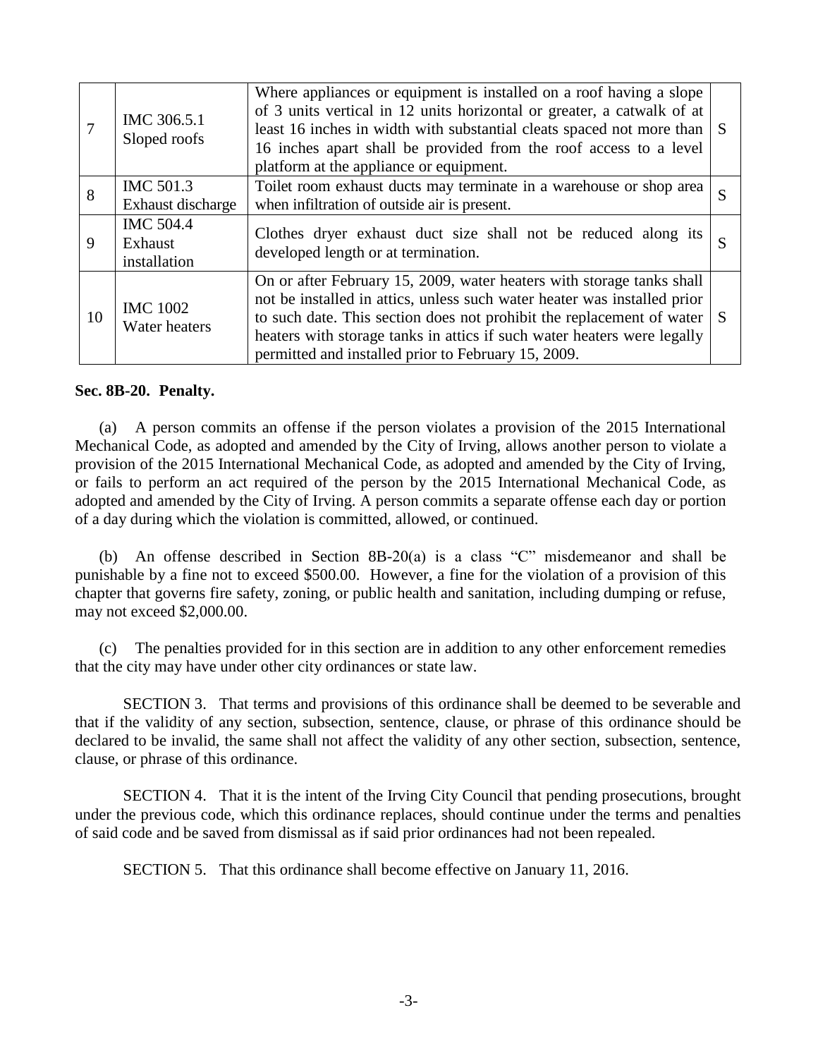| 7 | IMC 306.5.1 Sloped roofs | Where appliances or equipment is installed on a roof having a slope of 3 units vertical in 12 units horizontal or greater, a catwalk of at least 16 inches in width with substantial cleats spaced not more than 16 inches apart shall be provided from the roof access to a level platform at the appliance or equipment. | S |
|---|---|---|---|
| 8 | IMC 501.3 Exhaust discharge | Toilet room exhaust ducts may terminate in a warehouse or shop area when infiltration of outside air is present. | S |
| 9 | IMC 504.4 Exhaust installation | Clothes dryer exhaust duct size shall not be reduced along its developed length or at termination. | S |
| 10 | IMC 1002 Water heaters | On or after February 15, 2009, water heaters with storage tanks shall not be installed in attics, unless such water heater was installed prior to such date. This section does not prohibit the replacement of water heaters with storage tanks in attics if such water heaters were legally permitted and installed prior to February 15, 2009. | S |

**Sec. 8B-20. Penalty.**

(a) A person commits an offense if the person violates a provision of the 2015 International Mechanical Code, as adopted and amended by the City of Irving, allows another person to violate a provision of the 2015 International Mechanical Code, as adopted and amended by the City of Irving, or fails to perform an act required of the person by the 2015 International Mechanical Code, as adopted and amended by the City of Irving. A person commits a separate offense each day or portion of a day during which the violation is committed, allowed, or continued.

(b) An offense described in Section 8B-20(a) is a class "C" misdemeanor and shall be punishable by a fine not to exceed $500.00. However, a fine for the violation of a provision of this chapter that governs fire safety, zoning, or public health and sanitation, including dumping or refuse, may not exceed $2,000.00.

(c) The penalties provided for in this section are in addition to any other enforcement remedies that the city may have under other city ordinances or state law.

SECTION 3. That terms and provisions of this ordinance shall be deemed to be severable and that if the validity of any section, subsection, sentence, clause, or phrase of this ordinance should be declared to be invalid, the same shall not affect the validity of any other section, subsection, sentence, clause, or phrase of this ordinance.

SECTION 4. That it is the intent of the Irving City Council that pending prosecutions, brought under the previous code, which this ordinance replaces, should continue under the terms and penalties of said code and be saved from dismissal as if said prior ordinances had not been repealed.

SECTION 5. That this ordinance shall become effective on January 11, 2016.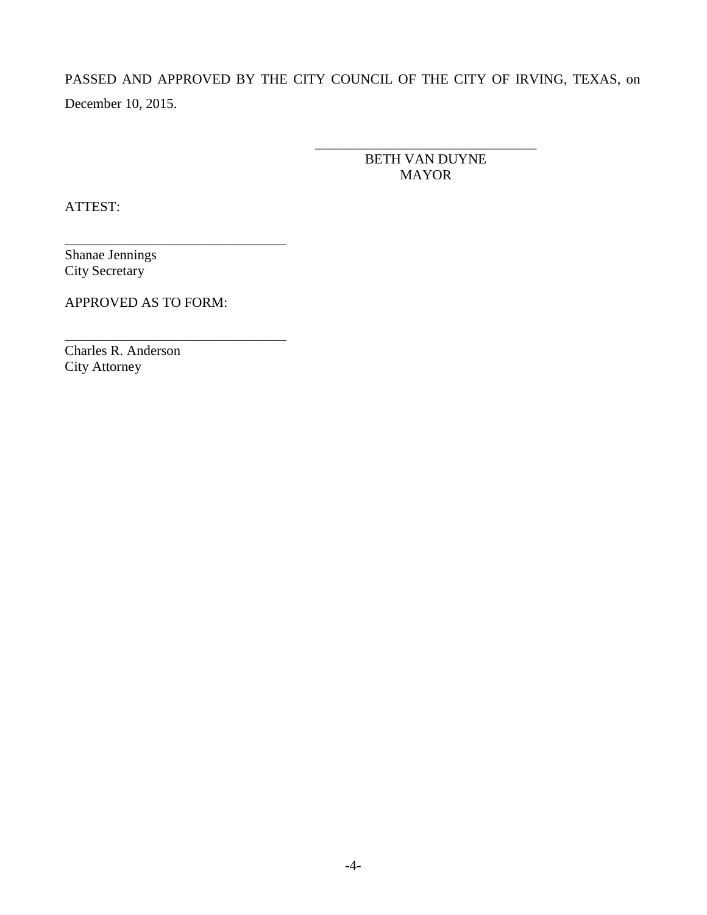PASSED AND APPROVED BY THE CITY COUNCIL OF THE CITY OF IRVING, TEXAS, on December 10, 2015.

\_\_\_\_\_\_\_\_\_\_\_\_\_\_\_\_\_\_\_\_\_\_\_\_\_\_\_\_\_\_\_\_
BETH VAN DUYNE
MAYOR

ATTEST:

\_\_\_\_\_\_\_\_\_\_\_\_\_\_\_\_\_\_\_\_\_\_\_\_\_\_\_\_\_\_\_\_
Shanae Jennings
City Secretary

APPROVED AS TO FORM:

\_\_\_\_\_\_\_\_\_\_\_\_\_\_\_\_\_\_\_\_\_\_\_\_\_\_\_\_\_\_\_\_
Charles R. Anderson
City Attorney